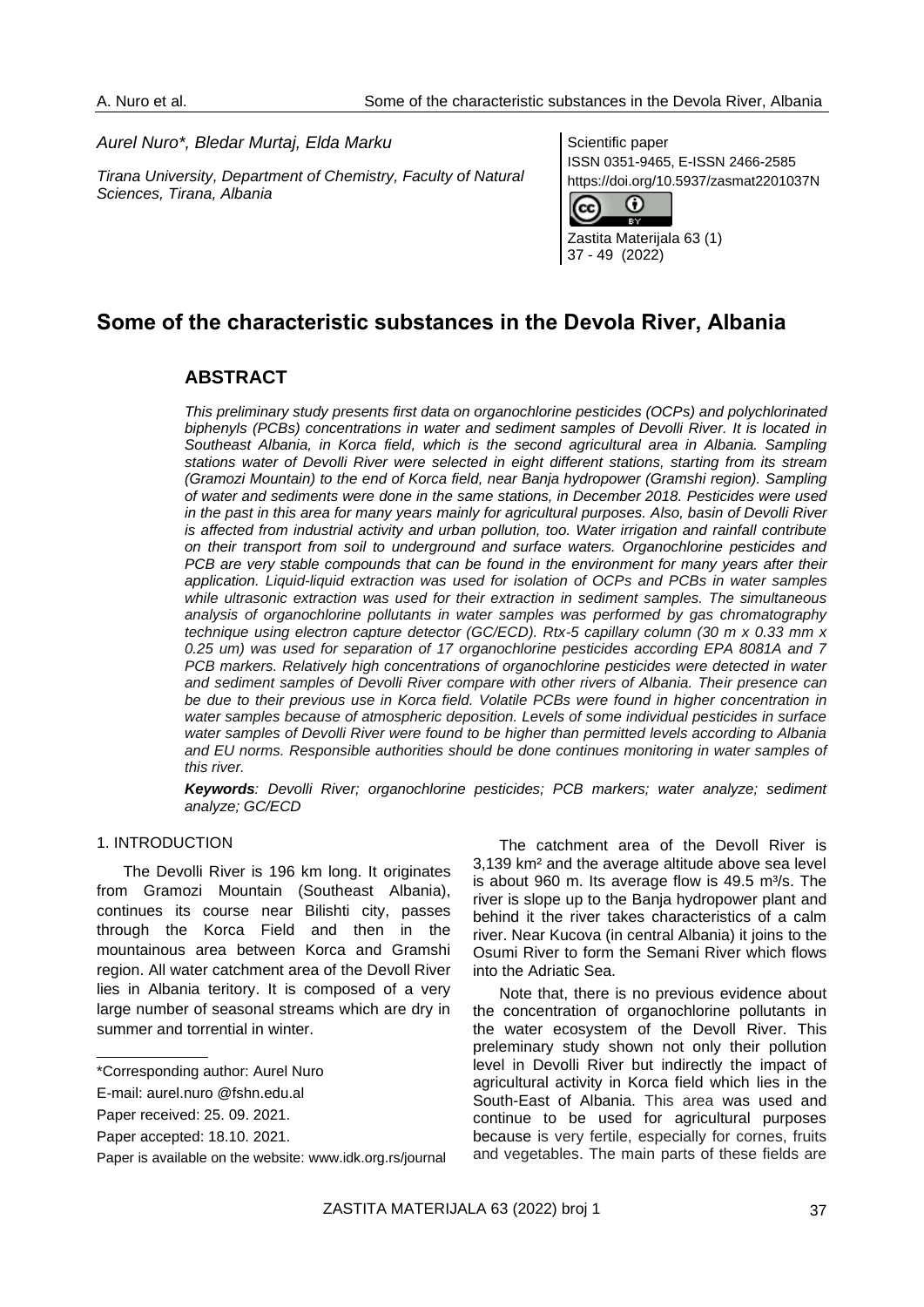*Aurel Nuro\*, Bledar Murtaj, Elda Marku*

*Tirana University, Department of Chemistry, Faculty of Natural Sciences, Tirana, Albania*

Scientific paper
ISSN 0351-9465, E-ISSN 2466-2585
https://doi.org/10.5937/zasmat2201037N

Zastita Materijala 63 (1)
37 - 49 (2022)

# Some of the characteristic substances in the Devola River, Albania

## ABSTRACT

*This preliminary study presents first data on organochlorine pesticides (OCPs) and polychlorinated biphenyls (PCBs) concentrations in water and sediment samples of Devolli River. It is located in Southeast Albania, in Korca field, which is the second agricultural area in Albania. Sampling stations water of Devolli River were selected in eight different stations, starting from its stream (Gramozi Mountain) to the end of Korca field, near Banja hydropower (Gramshi region). Sampling of water and sediments were done in the same stations, in December 2018. Pesticides were used in the past in this area for many years mainly for agricultural purposes. Also, basin of Devolli River is affected from industrial activity and urban pollution, too. Water irrigation and rainfall contribute on their transport from soil to underground and surface waters. Organochlorine pesticides and PCB are very stable compounds that can be found in the environment for many years after their application. Liquid-liquid extraction was used for isolation of OCPs and PCBs in water samples while ultrasonic extraction was used for their extraction in sediment samples. The simultaneous analysis of organochlorine pollutants in water samples was performed by gas chromatography technique using electron capture detector (GC/ECD). Rtx-5 capillary column (30 m x 0.33 mm x 0.25 um) was used for separation of 17 organochlorine pesticides according EPA 8081A and 7 PCB markers. Relatively high concentrations of organochlorine pesticides were detected in water and sediment samples of Devolli River compare with other rivers of Albania. Their presence can be due to their previous use in Korca field. Volatile PCBs were found in higher concentration in water samples because of atmospheric deposition. Levels of some individual pesticides in surface water samples of Devolli River were found to be higher than permitted levels according to Albania and EU norms. Responsible authorities should be done continues monitoring in water samples of this river.*

***Keywords**: Devolli River; organochlorine pesticides; PCB markers; water analyze; sediment analyze; GC/ECD*

## 1. INTRODUCTION

The Devolli River is 196 km long. It originates from Gramozi Mountain (Southeast Albania), continues its course near Bilishti city, passes through the Korca Field and then in the mountainous area between Korca and Gramshi region. All water catchment area of the Devoll River lies in Albania teritory. It is composed of a very large number of seasonal streams which are dry in summer and torrential in winter.

The catchment area of the Devoll River is 3,139 km² and the average altitude above sea level is about 960 m. Its average flow is 49.5 m³/s. The river is slope up to the Banja hydropower plant and behind it the river takes characteristics of a calm river. Near Kucova (in central Albania) it joins to the Osumi River to form the Semani River which flows into the Adriatic Sea.

Note that, there is no previous evidence about the concentration of organochlorine pollutants in the water ecosystem of the Devoll River. This preleminary study shown not only their pollution level in Devolli River but indirectly the impact of agricultural activity in Korca field which lies in the South-East of Albania. This area was used and continue to be used for agricultural purposes because is very fertile, especially for cornes, fruits and vegetables. The main parts of these fields are

\*Corresponding author: Aurel Nuro

E-mail: aurel.nuro @fshn.edu.al

Paper received: 25. 09. 2021.

Paper accepted: 18.10. 2021.

Paper is available on the website: www.idk.org.rs/journal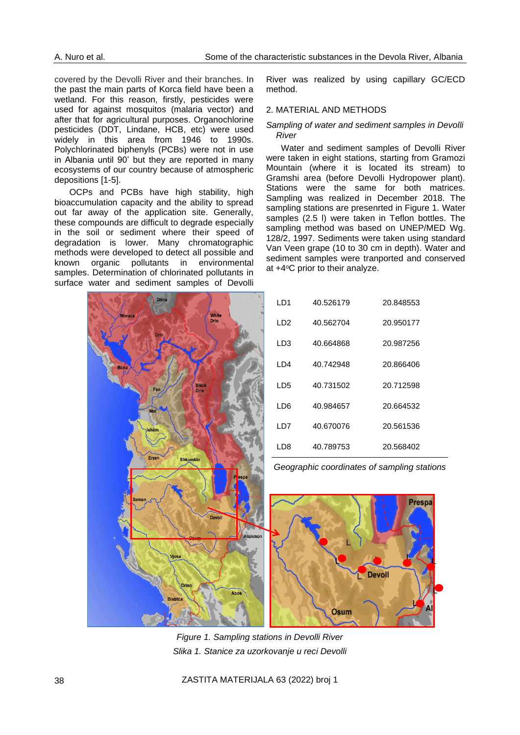covered by the Devolli River and their branches. In the past the main parts of Korca field have been a wetland. For this reason, firstly, pesticides were used for against mosquitos (malaria vector) and after that for agricultural purposes. Organochlorine pesticides (DDT, Lindane, HCB, etc) were used widely in this area from 1946 to 1990s. Polychlorinated biphenyls (PCBs) were not in use in Albania until 90' but they are reported in many ecosystems of our country because of atmospheric depositions [1-5].

OCPs and PCBs have high stability, high bioaccumulation capacity and the ability to spread out far away of the application site. Generally, these compounds are difficult to degrade especially in the soil or sediment where their speed of degradation is lower. Many chromatographic methods were developed to detect all possible and known organic pollutants in environmental samples. Determination of chlorinated pollutants in surface water and sediment samples of Devolli River was realized by using capillary GC/ECD method.

## 2. MATERIAL AND METHODS

*Sampling of water and sediment samples in Devolli River*

Water and sediment samples of Devolli River were taken in eight stations, starting from Gramozi Mountain (where it is located its stream) to Gramshi area (before Devolli Hydropower plant). Stations were the same for both matrices. Sampling was realized in December 2018. The sampling stations are presenrted in Figure 1. Water samples (2.5 l) were taken in Teflon bottles. The sampling method was based on UNEP/MED Wg. 128/2, 1997. Sediments were taken using standard Van Veen grape (10 to 30 cm in depth). Water and sediment samples were tranported and conserved at +4$^{o}$C prior to their analyze.

| | | |
|---|---|---|
| LD1 | 40.526179 | 20.848553 |
| LD2 | 40.562704 | 20.950177 |
| LD3 | 40.664868 | 20.987256 |
| LD4 | 40.742948 | 20.866406 |
| LD5 | 40.731502 | 20.712598 |
| LD6 | 40.984657 | 20.664532 |
| LD7 | 40.670076 | 20.561536 |
| LD8 | 40.789753 | 20.568402 |

*Geographic coordinates of sampling stations*

*Figure 1. Sampling stations in Devolli River*
*Slika 1. Stanice za uzorkovanje u reci Devolli*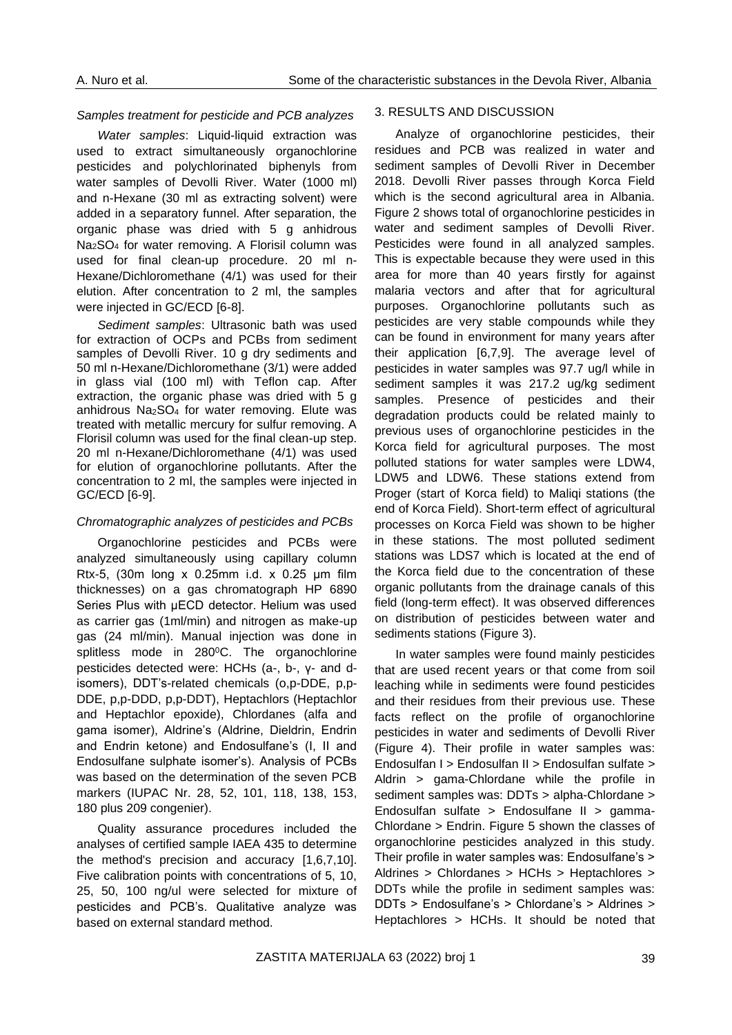*Samples treatment for pesticide and PCB analyzes*

*Water samples*: Liquid-liquid extraction was used to extract simultaneously organochlorine pesticides and polychlorinated biphenyls from water samples of Devolli River. Water (1000 ml) and n-Hexane (30 ml as extracting solvent) were added in a separatory funnel. After separation, the organic phase was dried with 5 g anhidrous $Na_2SO_4$ for water removing. A Florisil column was used for final clean-up procedure. 20 ml n-Hexane/Dichloromethane (4/1) was used for their elution. After concentration to 2 ml, the samples were injected in GC/ECD [6-8].

*Sediment samples*: Ultrasonic bath was used for extraction of OCPs and PCBs from sediment samples of Devolli River. 10 g dry sediments and 50 ml n-Hexane/Dichloromethane (3/1) were added in glass vial (100 ml) with Teflon cap. After extraction, the organic phase was dried with 5 g anhidrous $Na_2SO_4$ for water removing. Elute was treated with metallic mercury for sulfur removing. A Florisil column was used for the final clean-up step. 20 ml n-Hexane/Dichloromethane (4/1) was used for elution of organochlorine pollutants. After the concentration to 2 ml, the samples were injected in GC/ECD [6-9].

*Chromatographic analyzes of pesticides and PCBs*

Organochlorine pesticides and PCBs were analyzed simultaneously using capillary column Rtx-5, (30m long x 0.25mm i.d. x 0.25 μm film thicknesses) on a gas chromatograph HP 6890 Series Plus with μECD detector. Helium was used as carrier gas (1ml/min) and nitrogen as make-up gas (24 ml/min). Manual injection was done in splitless mode in 280$^0$C. The organochlorine pesticides detected were: HCHs (a-, b-, γ- and d-isomers), DDT's-related chemicals (o,p-DDE, p,p-DDE, p,p-DDD, p,p-DDT), Heptachlors (Heptachlor and Heptachlor epoxide), Chlordanes (alfa and gama isomer), Aldrine's (Aldrine, Dieldrin, Endrin and Endrin ketone) and Endosulfane's (I, II and Endosulfane sulphate isomer's). Analysis of PCBs was based on the determination of the seven PCB markers (IUPAC Nr. 28, 52, 101, 118, 138, 153, 180 plus 209 congenier).

Quality assurance procedures included the analyses of certified sample IAEA 435 to determine the method's precision and accuracy [1,6,7,10]. Five calibration points with concentrations of 5, 10, 25, 50, 100 ng/ul were selected for mixture of pesticides and PCB's. Qualitative analyze was based on external standard method.

## 3. RESULTS AND DISCUSSION

Analyze of organochlorine pesticides, their residues and PCB was realized in water and sediment samples of Devolli River in December 2018. Devolli River passes through Korca Field which is the second agricultural area in Albania. Figure 2 shows total of organochlorine pesticides in water and sediment samples of Devolli River. Pesticides were found in all analyzed samples. This is expectable because they were used in this area for more than 40 years firstly for against malaria vectors and after that for agricultural purposes. Organochlorine pollutants such as pesticides are very stable compounds while they can be found in environment for many years after their application [6,7,9]. The average level of pesticides in water samples was 97.7 ug/l while in sediment samples it was 217.2 ug/kg sediment samples. Presence of pesticides and their degradation products could be related mainly to previous uses of organochlorine pesticides in the Korca field for agricultural purposes. The most polluted stations for water samples were LDW4, LDW5 and LDW6. These stations extend from Proger (start of Korca field) to Maliqi stations (the end of Korca Field). Short-term effect of agricultural processes on Korca Field was shown to be higher in these stations. The most polluted sediment stations was LDS7 which is located at the end of the Korca field due to the concentration of these organic pollutants from the drainage canals of this field (long-term effect). It was observed differences on distribution of pesticides between water and sediments stations (Figure 3).

In water samples were found mainly pesticides that are used recent years or that come from soil leaching while in sediments were found pesticides and their residues from their previous use. These facts reflect on the profile of organochlorine pesticides in water and sediments of Devolli River (Figure 4). Their profile in water samples was: Endosulfan I > Endosulfan II > Endosulfan sulfate > Aldrin > gama-Chlordane while the profile in sediment samples was: DDTs > alpha-Chlordane > Endosulfan sulfate > Endosulfane II > gamma-Chlordane > Endrin. Figure 5 shown the classes of organochlorine pesticides analyzed in this study. Their profile in water samples was: Endosulfane's > Aldrines > Chlordanes > HCHs > Heptachlores > DDTs while the profile in sediment samples was: DDTs > Endosulfane's > Chlordane's > Aldrines > Heptachlores > HCHs. It should be noted that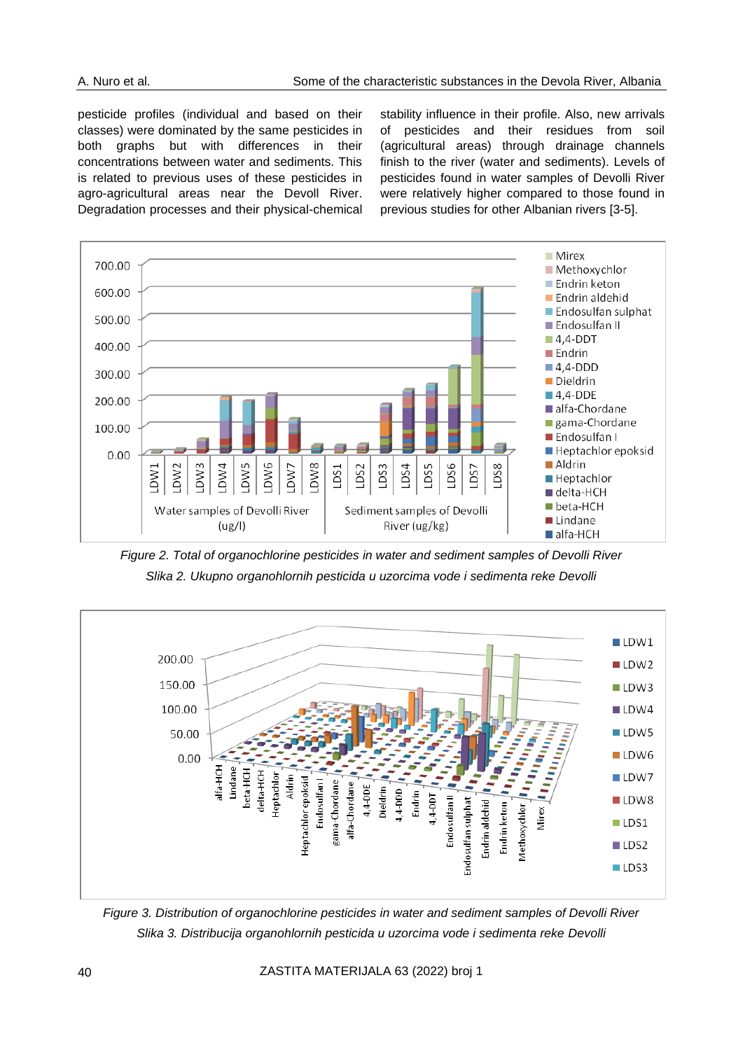pesticide profiles (individual and based on their classes) were dominated by the same pesticides in both graphs but with differences in their concentrations between water and sediments. This is related to previous uses of these pesticides in agro-agricultural areas near the Devoll River. Degradation processes and their physical-chemical stability influence in their profile. Also, new arrivals of pesticides and their residues from soil (agricultural areas) through drainage channels finish to the river (water and sediments). Levels of pesticides found in water samples of Devolli River were relatively higher compared to those found in previous studies for other Albanian rivers [3-5].

*Figure 2. Total of organochlorine pesticides in water and sediment samples of Devolli River*

*Slika 2. Ukupno organohlornih pesticida u uzorcima vode i sedimenta reke Devolli*

*Figure 3. Distribution of organochlorine pesticides in water and sediment samples of Devolli River*

*Slika 3. Distribucija organohlornih pesticida u uzorcima vode i sedimenta reke Devolli*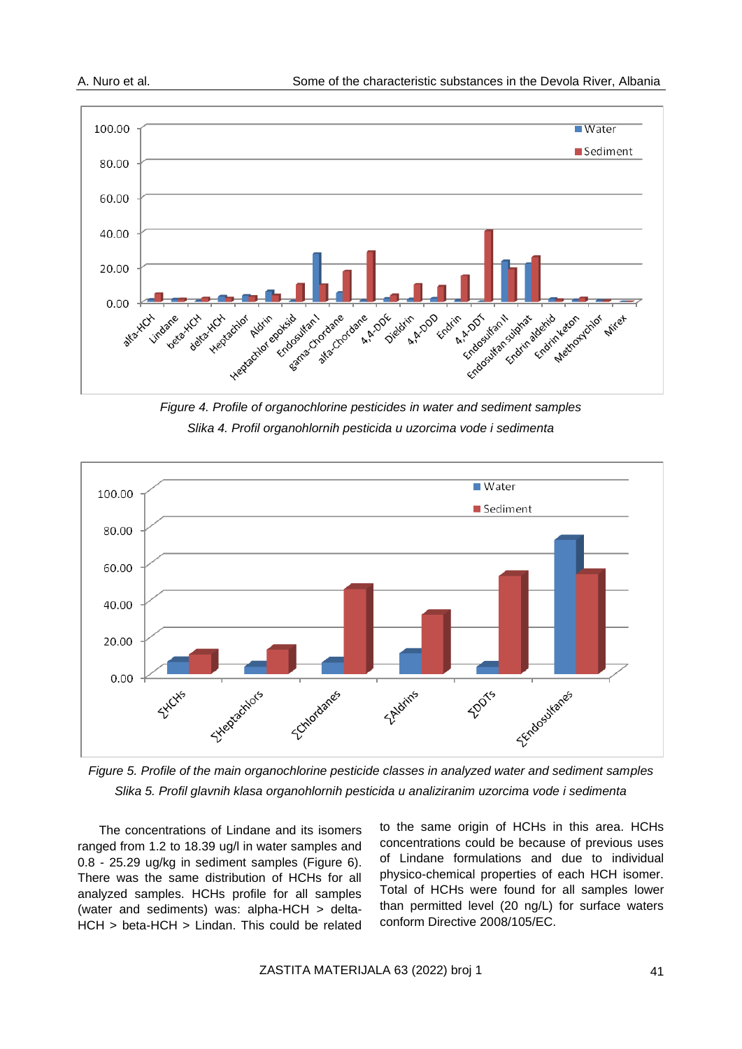Figure 4. Profile of organochlorine pesticides in water and sediment samples

Slika 4. Profil organohlornih pesticida u uzorcima vode i sedimenta

Figure 5. Profile of the main organochlorine pesticide classes in analyzed water and sediment samples

Slika 5. Profil glavnih klasa organohlornih pesticida u analiziranim uzorcima vode i sedimenta

The concentrations of Lindane and its isomers ranged from 1.2 to 18.39 ug/l in water samples and 0.8 - 25.29 ug/kg in sediment samples (Figure 6). There was the same distribution of HCHs for all analyzed samples. HCHs profile for all samples (water and sediments) was: alpha-HCH > delta-HCH > beta-HCH > Lindan. This could be related to the same origin of HCHs in this area. HCHs concentrations could be because of previous uses of Lindane formulations and due to individual physico-chemical properties of each HCH isomer. Total of HCHs were found for all samples lower than permitted level (20 ng/L) for surface waters conform Directive 2008/105/EC.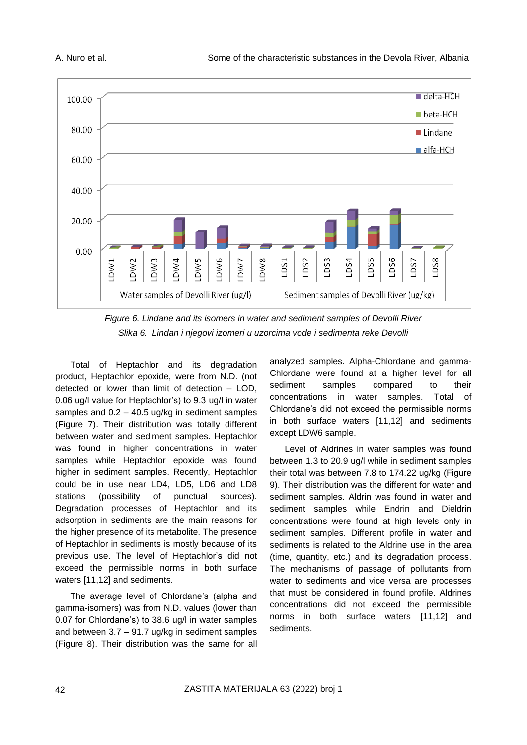*Figure 6. Lindane and its isomers in water and sediment samples of Devolli River*

*Slika 6. Lindan i njegovi izomeri u uzorcima vode i sedimenta reke Devolli*

Total of Heptachlor and its degradation product, Heptachlor epoxide, were from N.D. (not detected or lower than limit of detection – LOD, 0.06 ug/l value for Heptachlor's) to 9.3 ug/l in water samples and 0.2 – 40.5 ug/kg in sediment samples (Figure 7). Their distribution was totally different between water and sediment samples. Heptachlor was found in higher concentrations in water samples while Heptachlor epoxide was found higher in sediment samples. Recently, Heptachlor could be in use near LD4, LD5, LD6 and LD8 stations (possibility of punctual sources). Degradation processes of Heptachlor and its adsorption in sediments are the main reasons for the higher presence of its metabolite. The presence of Heptachlor in sediments is mostly because of its previous use. The level of Heptachlor's did not exceed the permissible norms in both surface waters [11,12] and sediments.

The average level of Chlordane's (alpha and gamma-isomers) was from N.D. values (lower than 0.07 for Chlordane's) to 38.6 ug/l in water samples and between 3.7 – 91.7 ug/kg in sediment samples (Figure 8). Their distribution was the same for all analyzed samples. Alpha-Chlordane and gamma-Chlordane were found at a higher level for all sediment samples compared to their concentrations in water samples. Total of Chlordane's did not exceed the permissible norms in both surface waters [11,12] and sediments except LDW6 sample.

Level of Aldrines in water samples was found between 1.3 to 20.9 ug/l while in sediment samples their total was between 7.8 to 174.22 ug/kg (Figure 9). Their distribution was the different for water and sediment samples. Aldrin was found in water and sediment samples while Endrin and Dieldrin concentrations were found at high levels only in sediment samples. Different profile in water and sediments is related to the Aldrine use in the area (time, quantity, etc.) and its degradation process. The mechanisms of passage of pollutants from water to sediments and vice versa are processes that must be considered in found profile. Aldrines concentrations did not exceed the permissible norms in both surface waters [11,12] and sediments.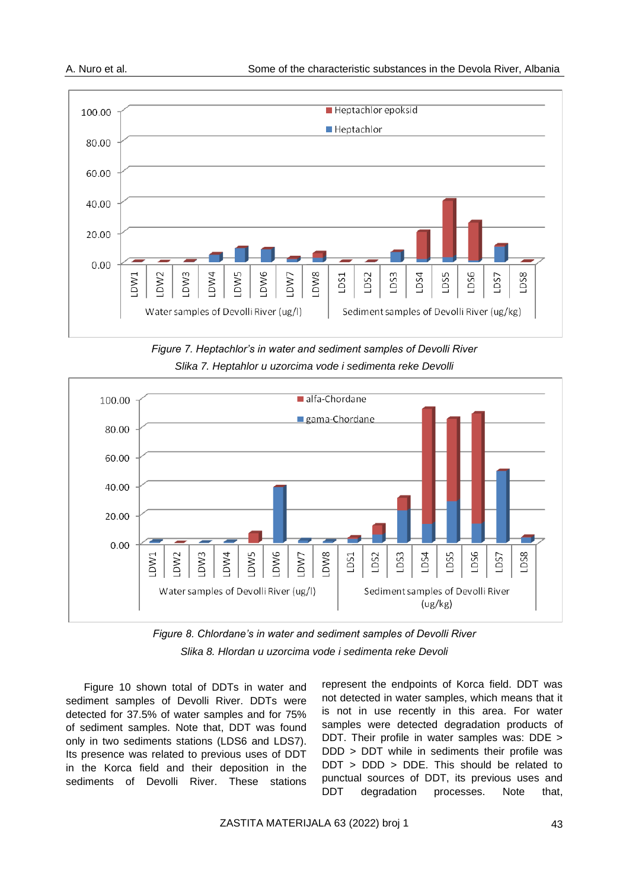*Figure 7. Heptachlor's in water and sediment samples of Devolli River*

*Slika 7. Heptahlor u uzorcima vode i sedimenta reke Devolli*

*Figure 8. Chlordane's in water and sediment samples of Devolli River*

*Slika 8. Hlordan u uzorcima vode i sedimenta reke Devoli*

Figure 10 shown total of DDTs in water and sediment samples of Devolli River. DDTs were detected for 37.5% of water samples and for 75% of sediment samples. Note that, DDT was found only in two sediments stations (LDS6 and LDS7). Its presence was related to previous uses of DDT in the Korca field and their deposition in the sediments of Devolli River. These stations represent the endpoints of Korca field. DDT was not detected in water samples, which means that it is not in use recently in this area. For water samples were detected degradation products of DDT. Their profile in water samples was: DDE > DDD > DDT while in sediments their profile was DDT > DDD > DDE. This should be related to punctual sources of DDT, its previous uses and DDT degradation processes. Note that,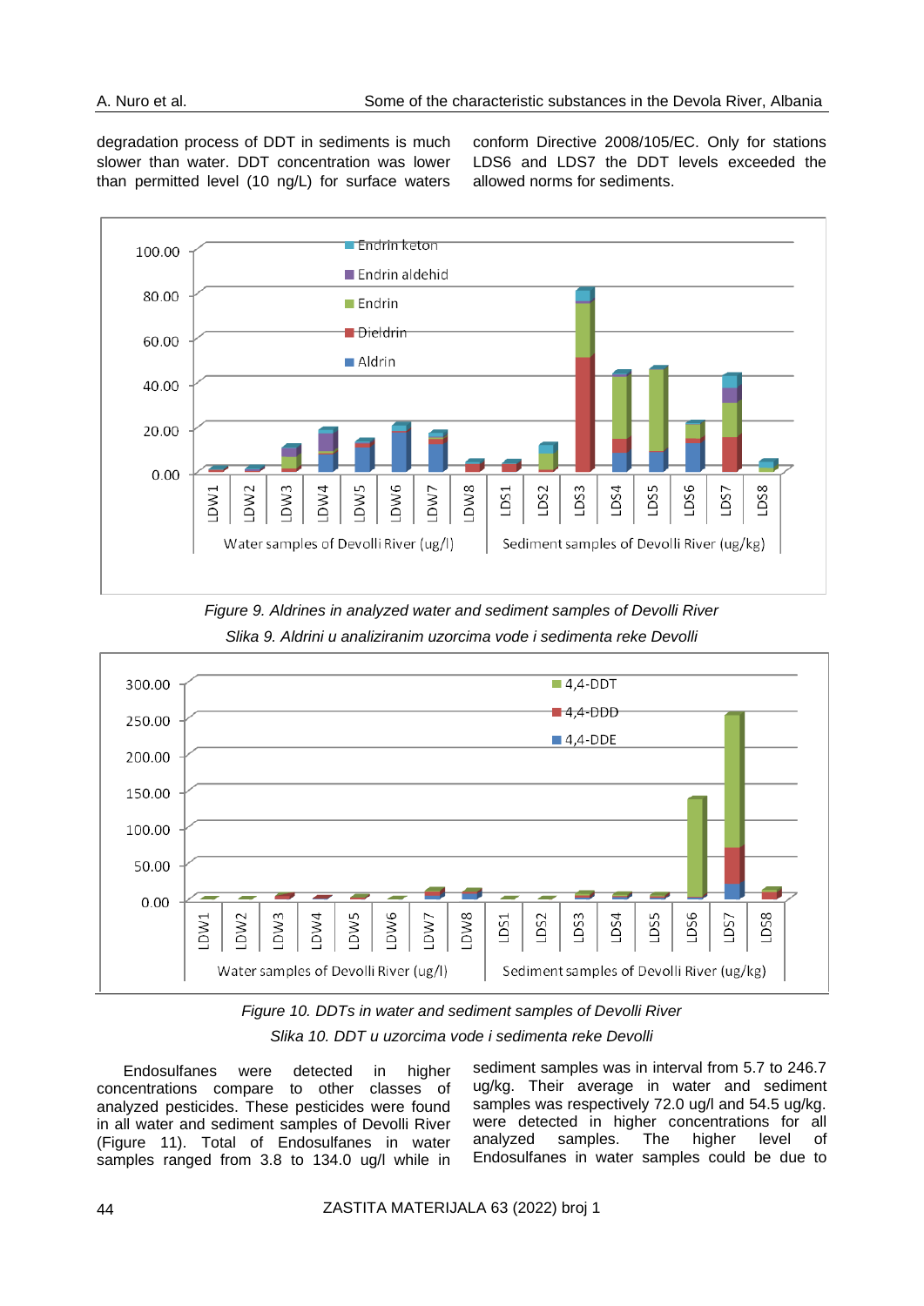degradation process of DDT in sediments is much slower than water. DDT concentration was lower than permitted level (10 ng/L) for surface waters conform Directive 2008/105/EC. Only for stations LDS6 and LDS7 the DDT levels exceeded the allowed norms for sediments.

*Figure 9. Aldrines in analyzed water and sediment samples of Devolli River*

*Slika 9. Aldrini u analiziranim uzorcima vode i sedimenta reke Devolli*

*Figure 10. DDTs in water and sediment samples of Devolli River*

*Slika 10. DDT u uzorcima vode i sedimenta reke Devolli*

Endosulfanes were detected in higher concentrations compare to other classes of analyzed pesticides. These pesticides were found in all water and sediment samples of Devolli River (Figure 11). Total of Endosulfanes in water samples ranged from 3.8 to 134.0 ug/l while in sediment samples was in interval from 5.7 to 246.7 ug/kg. Their average in water and sediment samples was respectively 72.0 ug/l and 54.5 ug/kg. were detected in higher concentrations for all analyzed samples. The higher level of Endosulfanes in water samples could be due to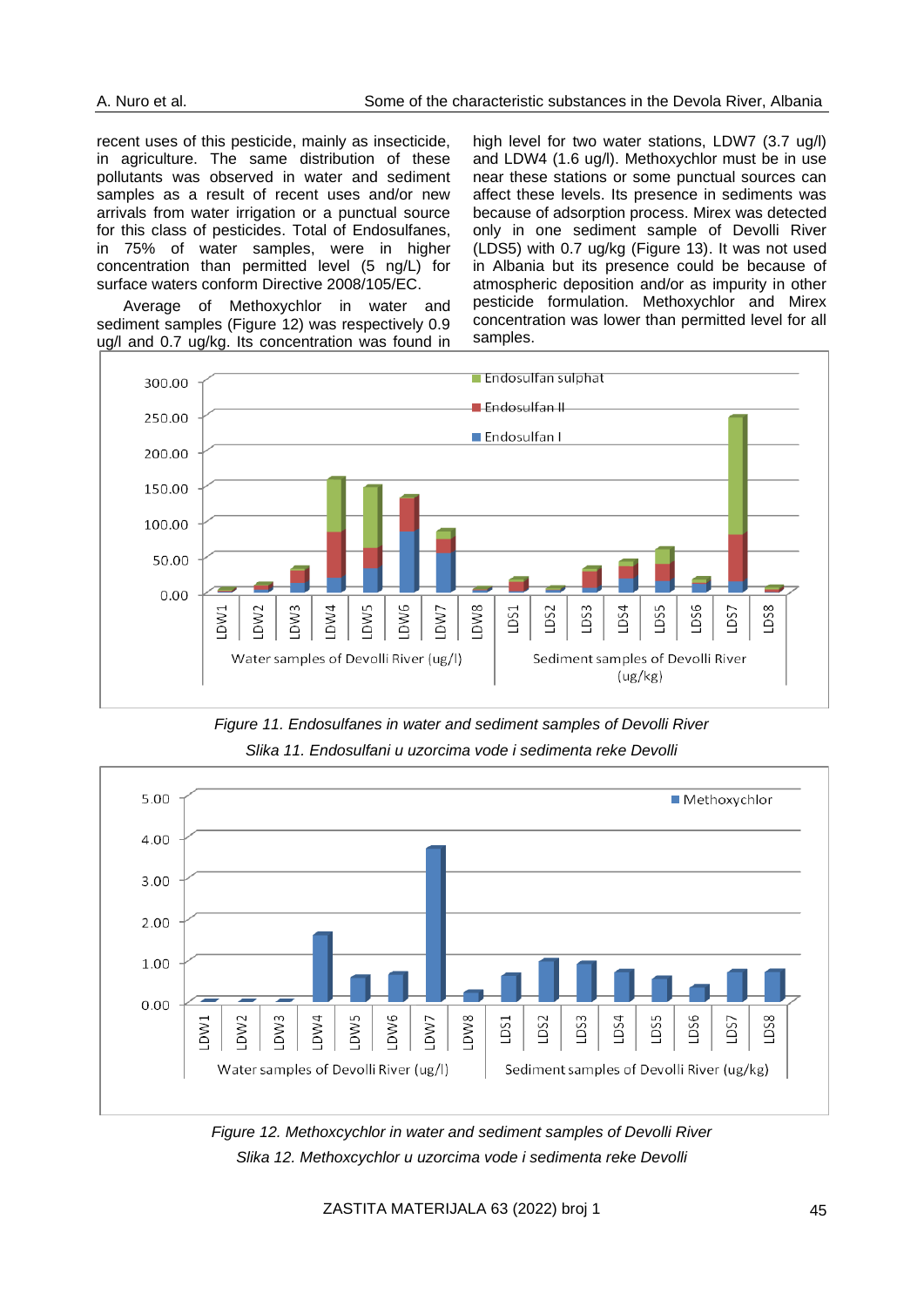recent uses of this pesticide, mainly as insecticide, in agriculture. The same distribution of these pollutants was observed in water and sediment samples as a result of recent uses and/or new arrivals from water irrigation or a punctual source for this class of pesticides. Total of Endosulfanes, in 75% of water samples, were in higher concentration than permitted level (5 ng/L) for surface waters conform Directive 2008/105/EC.

Average of Methoxychlor in water and sediment samples (Figure 12) was respectively 0.9 ug/l and 0.7 ug/kg. Its concentration was found in high level for two water stations, LDW7 (3.7 ug/l) and LDW4 (1.6 ug/l). Methoxychlor must be in use near these stations or some punctual sources can affect these levels. Its presence in sediments was because of adsorption process. Mirex was detected only in one sediment sample of Devolli River (LDS5) with 0.7 ug/kg (Figure 13). It was not used in Albania but its presence could be because of atmospheric deposition and/or as impurity in other pesticide formulation. Methoxychlor and Mirex concentration was lower than permitted level for all samples.

*Figure 11. Endosulfanes in water and sediment samples of Devolli River*

*Slika 11. Endosulfani u uzorcima vode i sedimenta reke Devolli*

*Figure 12. Methoxcychlor in water and sediment samples of Devolli River*

*Slika 12. Methoxcychlor u uzorcima vode i sedimenta reke Devolli*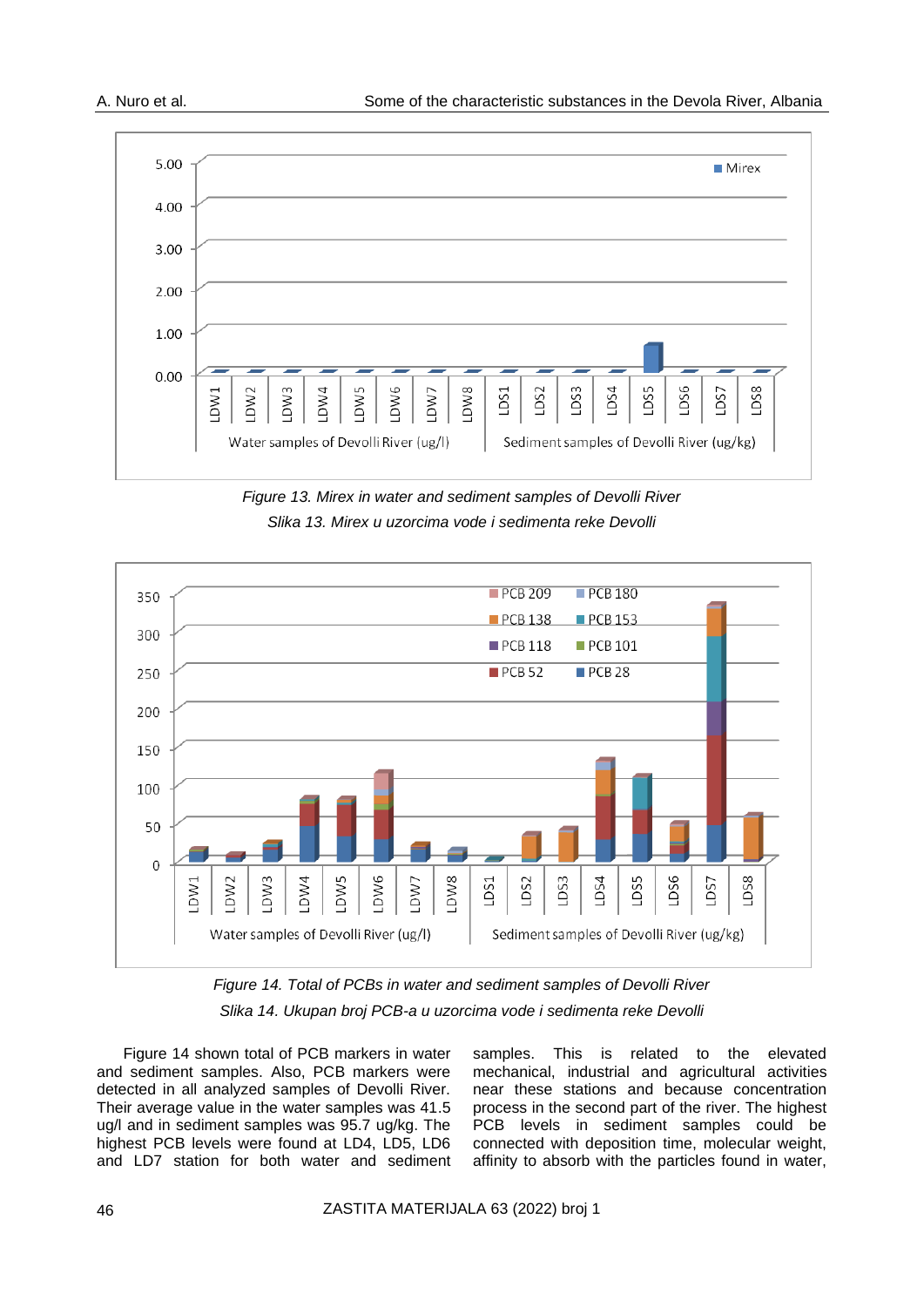*Figure 13. Mirex in water and sediment samples of Devolli River*

*Slika 13. Mirex u uzorcima vode i sedimenta reke Devolli*

*Figure 14. Total of PCBs in water and sediment samples of Devolli River*

*Slika 14. Ukupan broj PCB-a u uzorcima vode i sedimenta reke Devolli*

Figure 14 shown total of PCB markers in water and sediment samples. Also, PCB markers were detected in all analyzed samples of Devolli River. Their average value in the water samples was 41.5 ug/l and in sediment samples was 95.7 ug/kg. The highest PCB levels were found at LD4, LD5, LD6 and LD7 station for both water and sediment samples. This is related to the elevated mechanical, industrial and agricultural activities near these stations and because concentration process in the second part of the river. The highest PCB levels in sediment samples could be connected with deposition time, molecular weight, affinity to absorb with the particles found in water,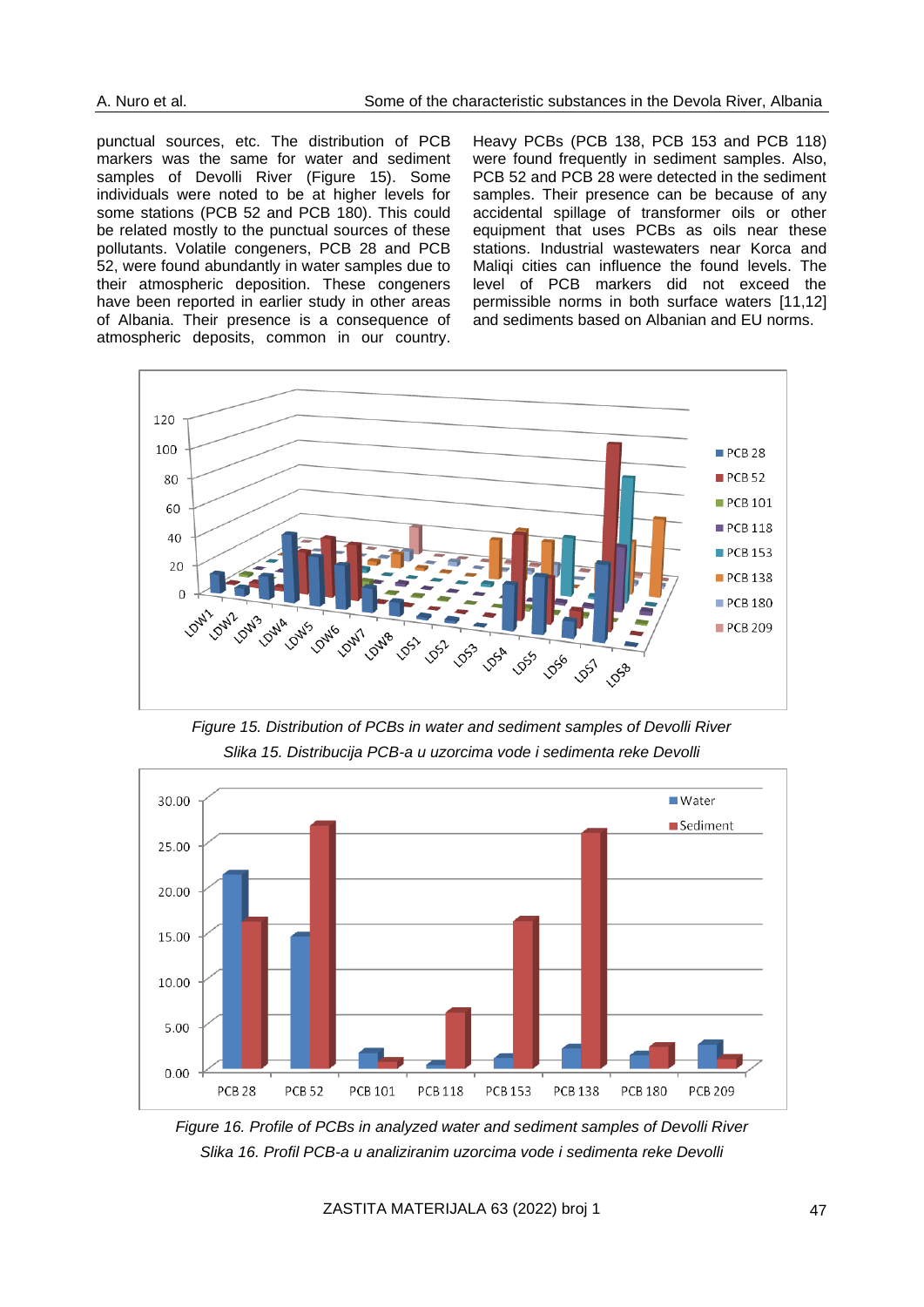punctual sources, etc. The distribution of PCB markers was the same for water and sediment samples of Devolli River (Figure 15). Some individuals were noted to be at higher levels for some stations (PCB 52 and PCB 180). This could be related mostly to the punctual sources of these pollutants. Volatile congeners, PCB 28 and PCB 52, were found abundantly in water samples due to their atmospheric deposition. These congeners have been reported in earlier study in other areas of Albania. Their presence is a consequence of atmospheric deposits, common in our country.

Heavy PCBs (PCB 138, PCB 153 and PCB 118) were found frequently in sediment samples. Also, PCB 52 and PCB 28 were detected in the sediment samples. Their presence can be because of any accidental spillage of transformer oils or other equipment that uses PCBs as oils near these stations. Industrial wastewaters near Korca and Maliqi cities can influence the found levels. The level of PCB markers did not exceed the permissible norms in both surface waters [11,12] and sediments based on Albanian and EU norms.

*Figure 15. Distribution of PCBs in water and sediment samples of Devolli River*
*Slika 15. Distribucija PCB-a u uzorcima vode i sedimenta reke Devolli*

*Figure 16. Profile of PCBs in analyzed water and sediment samples of Devolli River*
*Slika 16. Profil PCB-a u analiziranim uzorcima vode i sedimenta reke Devolli*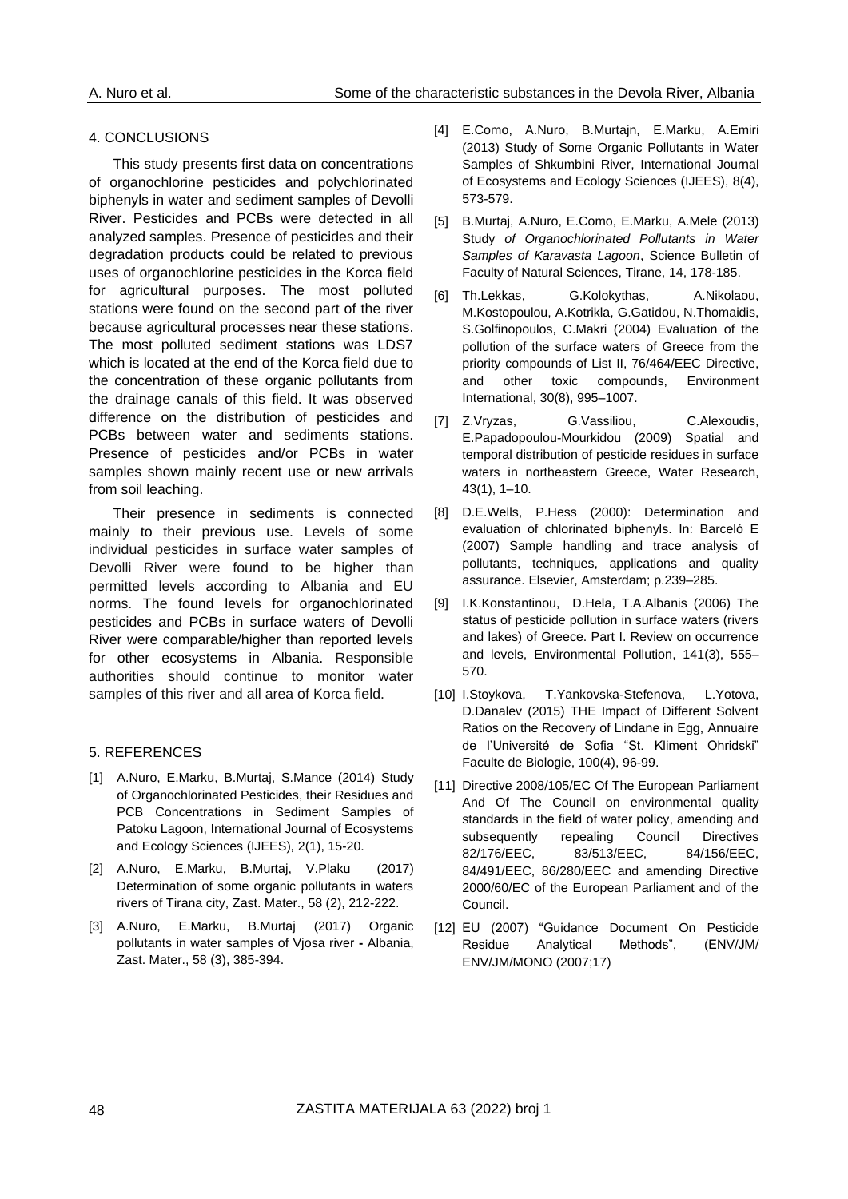## 4. CONCLUSIONS

This study presents first data on concentrations of organochlorine pesticides and polychlorinated biphenyls in water and sediment samples of Devolli River. Pesticides and PCBs were detected in all analyzed samples. Presence of pesticides and their degradation products could be related to previous uses of organochlorine pesticides in the Korca field for agricultural purposes. The most polluted stations were found on the second part of the river because agricultural processes near these stations. The most polluted sediment stations was LDS7 which is located at the end of the Korca field due to the concentration of these organic pollutants from the drainage canals of this field. It was observed difference on the distribution of pesticides and PCBs between water and sediments stations. Presence of pesticides and/or PCBs in water samples shown mainly recent use or new arrivals from soil leaching.

Their presence in sediments is connected mainly to their previous use. Levels of some individual pesticides in surface water samples of Devolli River were found to be higher than permitted levels according to Albania and EU norms. The found levels for organochlorinated pesticides and PCBs in surface waters of Devolli River were comparable/higher than reported levels for other ecosystems in Albania. Responsible authorities should continue to monitor water samples of this river and all area of Korca field.

## 5. REFERENCES

[1] A.Nuro, E.Marku, B.Murtaj, S.Mance (2014) Study of Organochlorinated Pesticides, their Residues and PCB Concentrations in Sediment Samples of Patoku Lagoon, International Journal of Ecosystems and Ecology Sciences (IJEES), 2(1), 15-20.

[2] A.Nuro, E.Marku, B.Murtaj, V.Plaku (2017) Determination of some organic pollutants in waters rivers of Tirana city, Zast. Mater., 58 (2), 212-222.

[3] A.Nuro, E.Marku, B.Murtaj (2017) Organic pollutants in water samples of Vjosa river - Albania, Zast. Mater., 58 (3), 385-394.

[4] E.Como, A.Nuro, B.Murtajn, E.Marku, A.Emiri (2013) Study of Some Organic Pollutants in Water Samples of Shkumbini River, International Journal of Ecosystems and Ecology Sciences (IJEES), 8(4), 573-579.

[5] B.Murtaj, A.Nuro, E.Como, E.Marku, A.Mele (2013) Study *of Organochlorinated Pollutants in Water Samples of Karavasta Lagoon*, Science Bulletin of Faculty of Natural Sciences, Tirane, 14, 178-185.

[6] Th.Lekkas, G.Kolokythas, A.Nikolaou, M.Kostopoulou, A.Kotrikla, G.Gatidou, N.Thomaidis, S.Golfinopoulos, C.Makri (2004) Evaluation of the pollution of the surface waters of Greece from the priority compounds of List II, 76/464/EEC Directive, and other toxic compounds, Environment International, 30(8), 995–1007.

[7] Z.Vryzas, G.Vassiliou, C.Alexoudis, E.Papadopoulou-Mourkidou (2009) Spatial and temporal distribution of pesticide residues in surface waters in northeastern Greece, Water Research, 43(1), 1–10.

[8] D.E.Wells, P.Hess (2000): Determination and evaluation of chlorinated biphenyls. In: Barceló E (2007) Sample handling and trace analysis of pollutants, techniques, applications and quality assurance. Elsevier, Amsterdam; p.239–285.

[9] I.K.Konstantinou, D.Hela, T.A.Albanis (2006) The status of pesticide pollution in surface waters (rivers and lakes) of Greece. Part I. Review on occurrence and levels, Environmental Pollution, 141(3), 555–570.

[10] I.Stoykova, T.Yankovska-Stefenova, L.Yotova, D.Danalev (2015) THE Impact of Different Solvent Ratios on the Recovery of Lindane in Egg, Annuaire de l'Université de Sofia "St. Kliment Ohridski" Faculte de Biologie, 100(4), 96-99.

[11] Directive 2008/105/EC Of The European Parliament And Of The Council on environmental quality standards in the field of water policy, amending and subsequently repealing Council Directives 82/176/EEC, 83/513/EEC, 84/156/EEC, 84/491/EEC, 86/280/EEC and amending Directive 2000/60/EC of the European Parliament and of the Council.

[12] EU (2007) "Guidance Document On Pesticide Residue Analytical Methods", (ENV/JM/ ENV/JM/MONO (2007;17)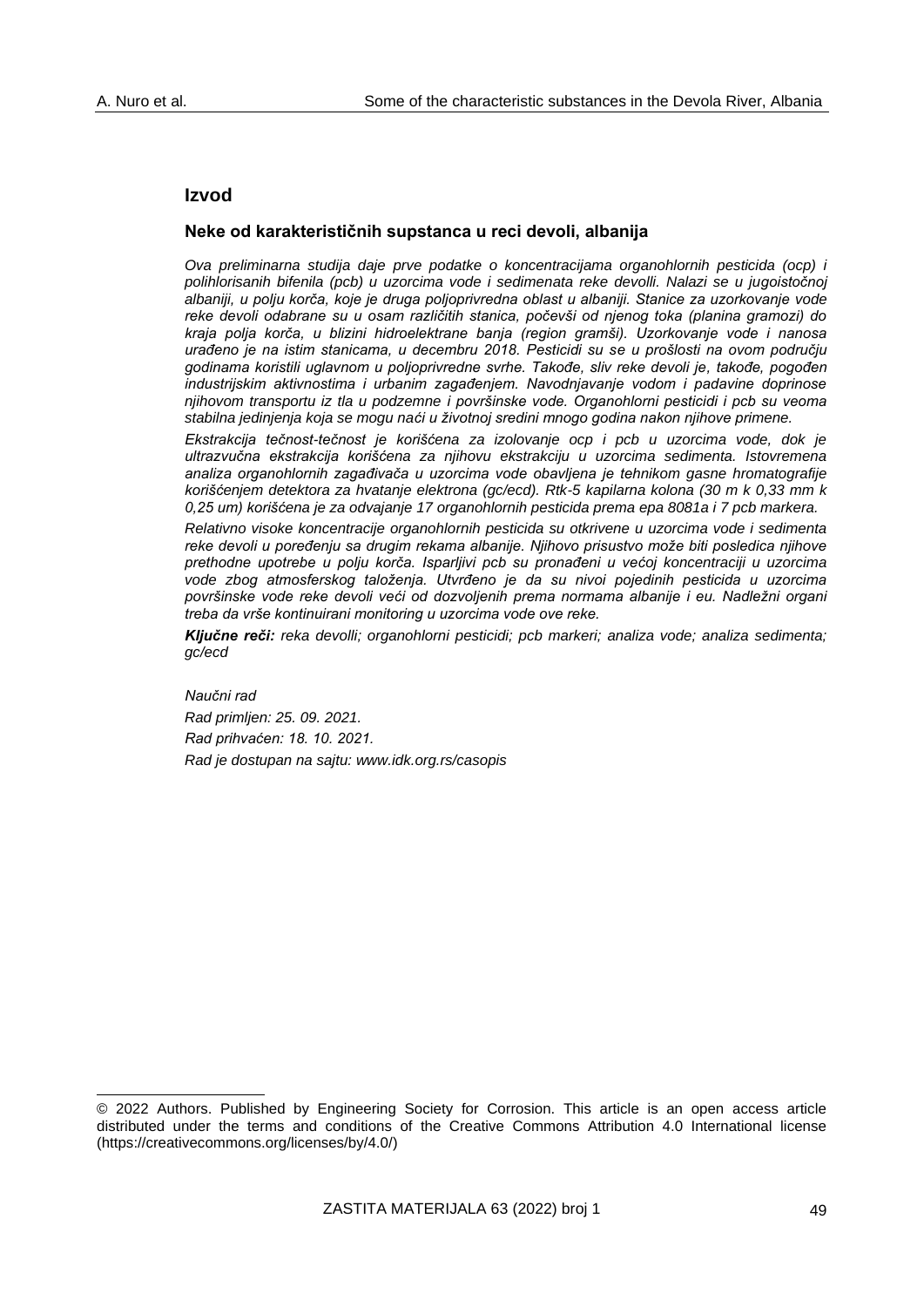## Izvod

### Neke od karakterističnih supstanca u reci devoli, albanija

*Ova preliminarna studija daje prve podatke o koncentracijama organohlornih pesticida (ocp) i polihlorisanih bifenila (pcb) u uzorcima vode i sedimenata reke devolli. Nalazi se u jugoistočnoj albaniji, u polju korča, koje je druga poljoprivredna oblast u albaniji. Stanice za uzorkovanje vode reke devoli odabrane su u osam različitih stanica, počevši od njenog toka (planina gramozi) do kraja polja korča, u blizini hidroelektrane banja (region gramši). Uzorkovanje vode i nanosa urađeno je na istim stanicama, u decembru 2018. Pesticidi su se u prošlosti na ovom području godinama koristili uglavnom u poljoprivredne svrhe. Takođe, sliv reke devoli je, takođe, pogođen industrijskim aktivnostima i urbanim zagađenjem. Navodnjavanje vodom i padavine doprinose njihovom transportu iz tla u podzemne i površinske vode. Organohlorni pesticidi i pcb su veoma stabilna jedinjenja koja se mogu naći u životnoj sredini mnogo godina nakon njihove primene.*

*Ekstrakcija tečnost-tečnost je korišćena za izolovanje ocp i pcb u uzorcima vode, dok je ultrazvučna ekstrakcija korišćena za njihovu ekstrakciju u uzorcima sedimenta. Istovremena analiza organohlornih zagađivača u uzorcima vode obavljena je tehnikom gasne hromatografije korišćenjem detektora za hvatanje elektrona (gc/ecd). Rtk-5 kapilarna kolona (30 m k 0,33 mm k 0,25 um) korišćena je za odvajanje 17 organohlornih pesticida prema epa 8081a i 7 pcb markera.*

*Relativno visoke koncentracije organohlornih pesticida su otkrivene u uzorcima vode i sedimenta reke devoli u poređenju sa drugim rekama albanije. Njihovo prisustvo može biti posledica njihove prethodne upotrebe u polju korča. Isparljivi pcb su pronađeni u većoj koncentraciji u uzorcima vode zbog atmosferskog taloženja. Utvrđeno je da su nivoi pojedinih pesticida u uzorcima površinske vode reke devoli veći od dozvoljenih prema normama albanije i eu. Nadležni organi treba da vrše kontinuirani monitoring u uzorcima vode ove reke.*

***Ključne reči:*** *reka devolli; organohlorni pesticidi; pcb markeri; analiza vode; analiza sedimenta; gc/ecd*

*Naučni rad*

*Rad primljen: 25. 09. 2021.*

*Rad prihvaćen: 18. 10. 2021.*

*Rad je dostupan na sajtu: www.idk.org.rs/casopis*

© 2022 Authors. Published by Engineering Society for Corrosion. This article is an open access article distributed under the terms and conditions of the Creative Commons Attribution 4.0 International license (https://creativecommons.org/licenses/by/4.0/)